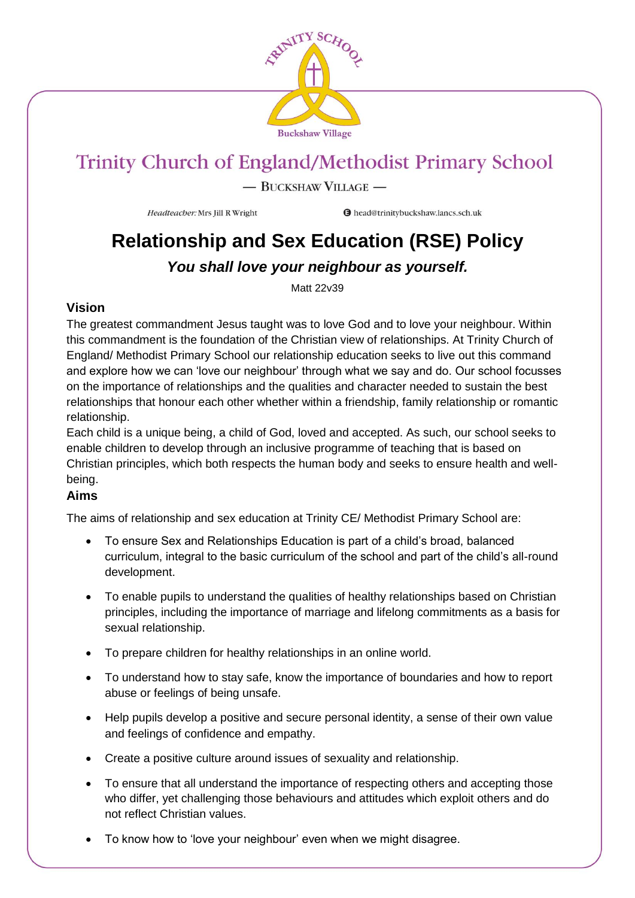# Trinity Church of England/Methodist Primary School

— Buckshaw Village —

*Headteacher:* Mrs Jill R Wright

head@trinitybuckshaw.lancs.sch.uk

# Relationship and Sex Education (RSE) Policy

***You shall love your neighbour as yourself.***

Matt 22v39

## Vision

The greatest commandment Jesus taught was to love God and to love your neighbour. Within this commandment is the foundation of the Christian view of relationships. At Trinity Church of England/ Methodist Primary School our relationship education seeks to live out this command and explore how we can 'love our neighbour' through what we say and do. Our school focusses on the importance of relationships and the qualities and character needed to sustain the best relationships that honour each other whether within a friendship, family relationship or romantic relationship.

Each child is a unique being, a child of God, loved and accepted. As such, our school seeks to enable children to develop through an inclusive programme of teaching that is based on Christian principles, which both respects the human body and seeks to ensure health and well-being.

## Aims

The aims of relationship and sex education at Trinity CE/ Methodist Primary School are:

- To ensure Sex and Relationships Education is part of a child's broad, balanced curriculum, integral to the basic curriculum of the school and part of the child's all-round development.
- To enable pupils to understand the qualities of healthy relationships based on Christian principles, including the importance of marriage and lifelong commitments as a basis for sexual relationship.
- To prepare children for healthy relationships in an online world.
- To understand how to stay safe, know the importance of boundaries and how to report abuse or feelings of being unsafe.
- Help pupils develop a positive and secure personal identity, a sense of their own value and feelings of confidence and empathy.
- Create a positive culture around issues of sexuality and relationship.
- To ensure that all understand the importance of respecting others and accepting those who differ, yet challenging those behaviours and attitudes which exploit others and do not reflect Christian values.
- To know how to 'love your neighbour' even when we might disagree.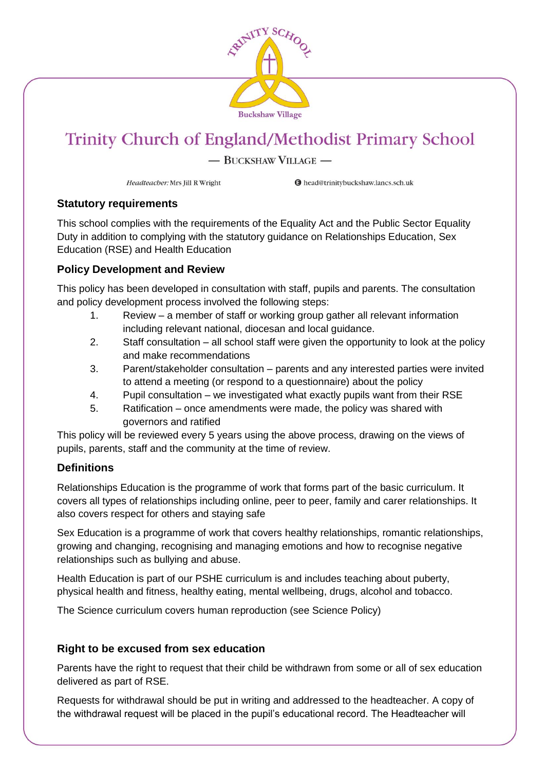# Trinity Church of England/Methodist Primary School

— BUCKSHAW VILLAGE —

*Headteacher:* Mrs Jill R Wright

head@trinitybuckshaw.lancs.sch.uk

## Statutory requirements

This school complies with the requirements of the Equality Act and the Public Sector Equality Duty in addition to complying with the statutory guidance on Relationships Education, Sex Education (RSE) and Health Education

## Policy Development and Review

This policy has been developed in consultation with staff, pupils and parents. The consultation and policy development process involved the following steps:

1. Review – a member of staff or working group gather all relevant information including relevant national, diocesan and local guidance.
2. Staff consultation – all school staff were given the opportunity to look at the policy and make recommendations
3. Parent/stakeholder consultation – parents and any interested parties were invited to attend a meeting (or respond to a questionnaire) about the policy
4. Pupil consultation – we investigated what exactly pupils want from their RSE
5. Ratification – once amendments were made, the policy was shared with governors and ratified

This policy will be reviewed every 5 years using the above process, drawing on the views of pupils, parents, staff and the community at the time of review.

## Definitions

Relationships Education is the programme of work that forms part of the basic curriculum. It covers all types of relationships including online, peer to peer, family and carer relationships. It also covers respect for others and staying safe

Sex Education is a programme of work that covers healthy relationships, romantic relationships, growing and changing, recognising and managing emotions and how to recognise negative relationships such as bullying and abuse.

Health Education is part of our PSHE curriculum is and includes teaching about puberty, physical health and fitness, healthy eating, mental wellbeing, drugs, alcohol and tobacco.

The Science curriculum covers human reproduction (see Science Policy)

## Right to be excused from sex education

Parents have the right to request that their child be withdrawn from some or all of sex education delivered as part of RSE.

Requests for withdrawal should be put in writing and addressed to the headteacher. A copy of the withdrawal request will be placed in the pupil's educational record. The Headteacher will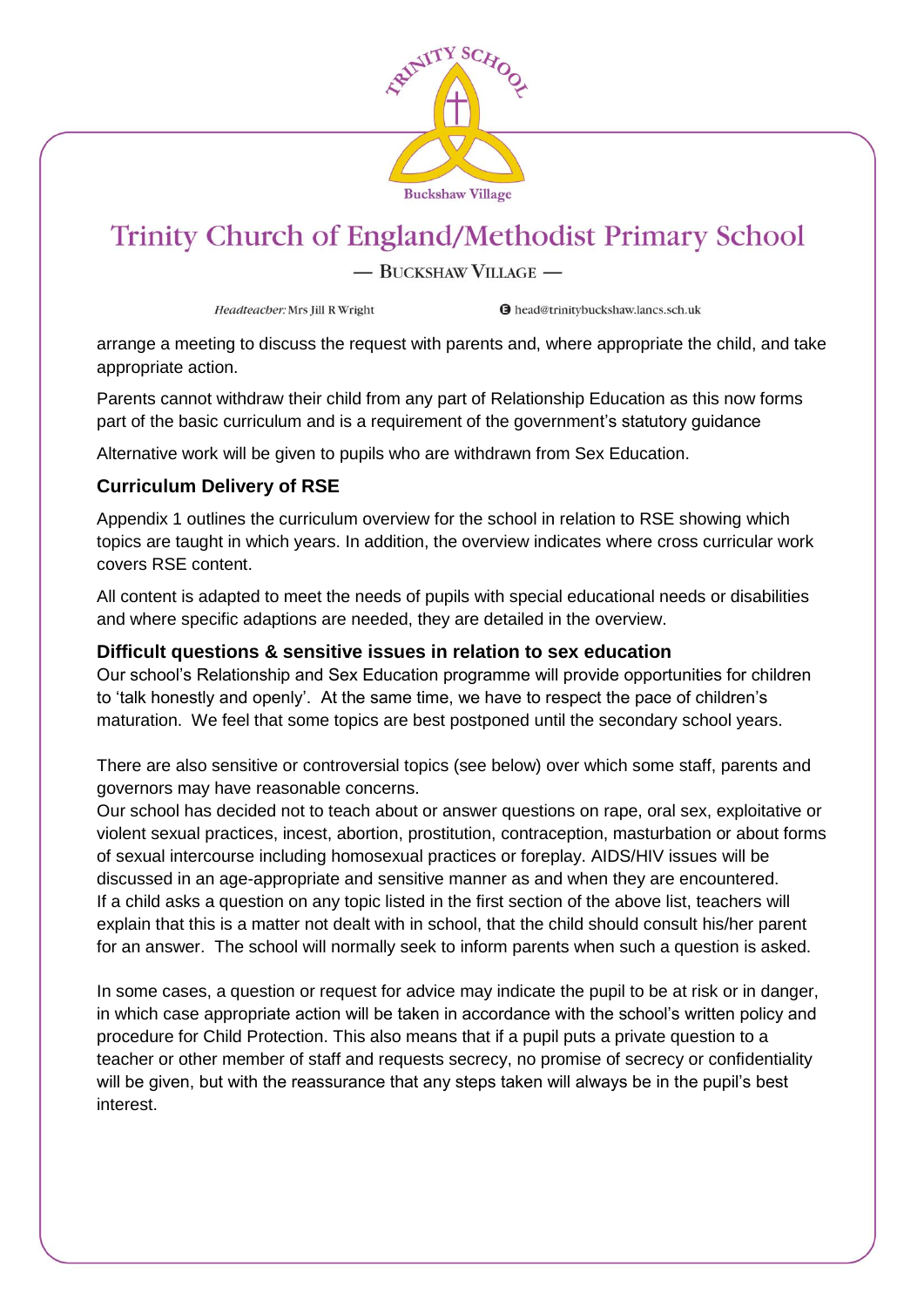arrange a meeting to discuss the request with parents and, where appropriate the child, and take appropriate action.

Parents cannot withdraw their child from any part of Relationship Education as this now forms part of the basic curriculum and is a requirement of the government's statutory guidance

Alternative work will be given to pupils who are withdrawn from Sex Education.

## Curriculum Delivery of RSE

Appendix 1 outlines the curriculum overview for the school in relation to RSE showing which topics are taught in which years. In addition, the overview indicates where cross curricular work covers RSE content.

All content is adapted to meet the needs of pupils with special educational needs or disabilities and where specific adaptions are needed, they are detailed in the overview.

### Difficult questions & sensitive issues in relation to sex education

Our school's Relationship and Sex Education programme will provide opportunities for children to 'talk honestly and openly'. At the same time, we have to respect the pace of children's maturation. We feel that some topics are best postponed until the secondary school years.

There are also sensitive or controversial topics (see below) over which some staff, parents and governors may have reasonable concerns.
Our school has decided not to teach about or answer questions on rape, oral sex, exploitative or violent sexual practices, incest, abortion, prostitution, contraception, masturbation or about forms of sexual intercourse including homosexual practices or foreplay. AIDS/HIV issues will be discussed in an age-appropriate and sensitive manner as and when they are encountered.
If a child asks a question on any topic listed in the first section of the above list, teachers will explain that this is a matter not dealt with in school, that the child should consult his/her parent for an answer. The school will normally seek to inform parents when such a question is asked.

In some cases, a question or request for advice may indicate the pupil to be at risk or in danger, in which case appropriate action will be taken in accordance with the school's written policy and procedure for Child Protection. This also means that if a pupil puts a private question to a teacher or other member of staff and requests secrecy, no promise of secrecy or confidentiality will be given, but with the reassurance that any steps taken will always be in the pupil's best interest.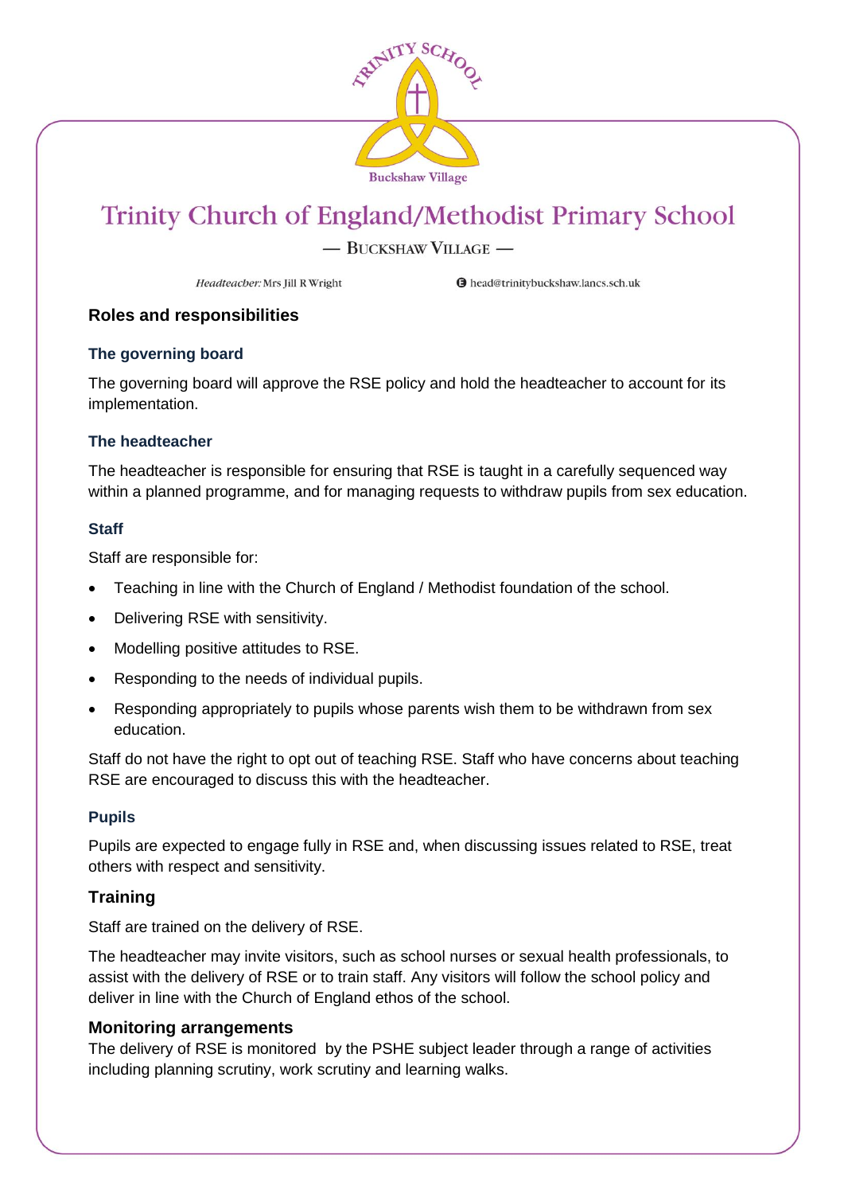## Roles and responsibilities

### The governing board

The governing board will approve the RSE policy and hold the headteacher to account for its implementation.

### The headteacher

The headteacher is responsible for ensuring that RSE is taught in a carefully sequenced way within a planned programme, and for managing requests to withdraw pupils from sex education.

### Staff

Staff are responsible for:

- Teaching in line with the Church of England / Methodist foundation of the school.
- Delivering RSE with sensitivity.
- Modelling positive attitudes to RSE.
- Responding to the needs of individual pupils.
- Responding appropriately to pupils whose parents wish them to be withdrawn from sex education.

Staff do not have the right to opt out of teaching RSE. Staff who have concerns about teaching RSE are encouraged to discuss this with the headteacher.

### Pupils

Pupils are expected to engage fully in RSE and, when discussing issues related to RSE, treat others with respect and sensitivity.

## Training

Staff are trained on the delivery of RSE.

The headteacher may invite visitors, such as school nurses or sexual health professionals, to assist with the delivery of RSE or to train staff. Any visitors will follow the school policy and deliver in line with the Church of England ethos of the school.

## Monitoring arrangements

The delivery of RSE is monitored by the PSHE subject leader through a range of activities including planning scrutiny, work scrutiny and learning walks.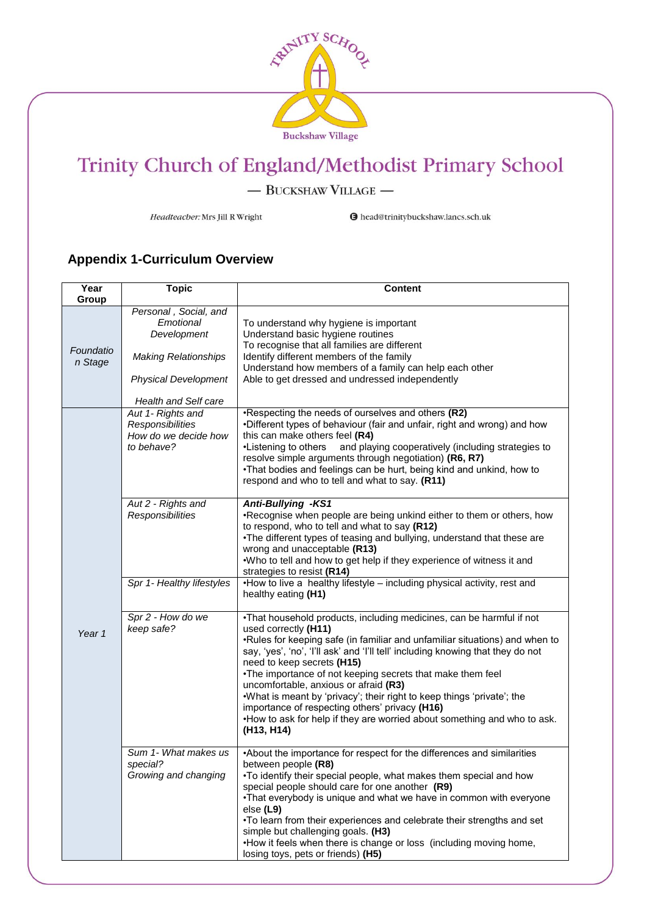# Trinity Church of England/Methodist Primary School

— BUCKSHAW VILLAGE —

*Headteacher:* Mrs Jill R Wright

head@trinitybuckshaw.lancs.sch.uk

## Appendix 1-Curriculum Overview

| Year Group | Topic | Content |
|---|---|---|
| *Foundation Stage* | *Personal , Social, and Emotional Development*<br><br>*Making Relationships*<br><br>*Physical Development*<br><br>*Health and Self care* | To understand why hygiene is important<br>Understand basic hygiene routines<br>To recognise that all families are different<br>Identify different members of the family<br>Understand how members of a family can help each other<br>Able to get dressed and undressed independently |
| *Year 1* | *Aut 1- Rights and Responsibilities*<br>*How do we decide how to behave?* | •Respecting the needs of ourselves and others **(R2)**<br>•Different types of behaviour (fair and unfair, right and wrong) and how this can make others feel **(R4)**<br>•Listening to others and playing cooperatively (including strategies to resolve simple arguments through negotiation) **(R6, R7)**<br>•That bodies and feelings can be hurt, being kind and unkind, how to respond and who to tell and what to say. **(R11)** |
| | *Aut 2 - Rights and Responsibilities* | ***Anti-Bullying -KS1***<br>•Recognise when people are being unkind either to them or others, how to respond, who to tell and what to say **(R12)**<br>•The different types of teasing and bullying, understand that these are wrong and unacceptable **(R13)**<br>•Who to tell and how to get help if they experience of witness it and strategies to resist **(R14)** |
| | *Spr 1- Healthy lifestyles* | •How to live a healthy lifestyle – including physical activity, rest and healthy eating **(H1)** |
| | *Spr 2 - How do we keep safe?* | •That household products, including medicines, can be harmful if not used correctly **(H11)**<br>•Rules for keeping safe (in familiar and unfamiliar situations) and when to say, 'yes', 'no', 'I'll ask' and 'I'll tell' including knowing that they do not need to keep secrets **(H15)**<br>•The importance of not keeping secrets that make them feel uncomfortable, anxious or afraid **(R3)**<br>•What is meant by 'privacy'; their right to keep things 'private'; the importance of respecting others' privacy **(H16)**<br>•How to ask for help if they are worried about something and who to ask. **(H13, H14)** |
| | *Sum 1- What makes us special?*<br>*Growing and changing* | •About the importance for respect for the differences and similarities between people **(R8)**<br>•To identify their special people, what makes them special and how special people should care for one another **(R9)**<br>•That everybody is unique and what we have in common with everyone else **(L9)**<br>•To learn from their experiences and celebrate their strengths and set simple but challenging goals. **(H3)**<br>•How it feels when there is change or loss (including moving home, losing toys, pets or friends) **(H5)** |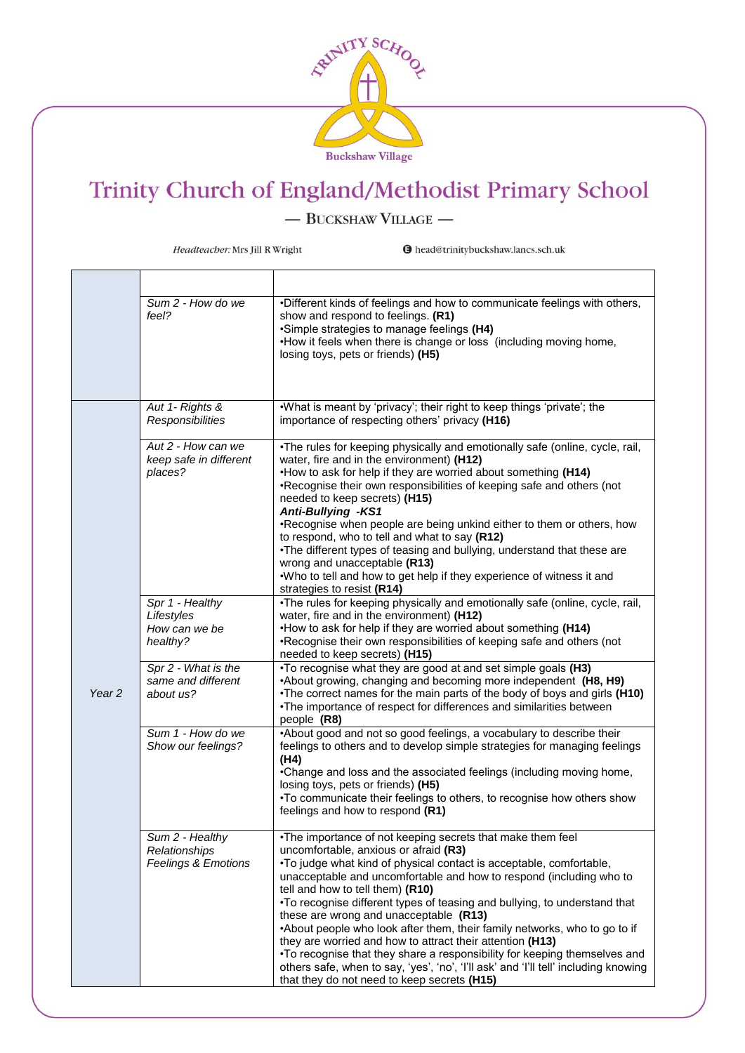# Trinity Church of England/Methodist Primary School

— BUCKSHAW VILLAGE —

*Headteacher:* Mrs Jill R Wright

head@trinitybuckshaw.lancs.sch.uk

| | | |
|---|---|---|
| | | |
| | *Sum 2 - How do we feel?* | •Different kinds of feelings and how to communicate feelings with others, show and respond to feelings. **(R1)**<br>•Simple strategies to manage feelings **(H4)**<br>•How it feels when there is change or loss (including moving home, losing toys, pets or friends) **(H5)** |
| *Year 2* | *Aut 1- Rights & Responsibilities* | •What is meant by 'privacy'; their right to keep things 'private'; the importance of respecting others' privacy **(H16)** |
| | *Aut 2 - How can we keep safe in different places?* | •The rules for keeping physically and emotionally safe (online, cycle, rail, water, fire and in the environment) **(H12)**<br>•How to ask for help if they are worried about something **(H14)**<br>•Recognise their own responsibilities of keeping safe and others (not needed to keep secrets) **(H15)**<br>***Anti-Bullying -KS1***<br>•Recognise when people are being unkind either to them or others, how to respond, who to tell and what to say **(R12)**<br>•The different types of teasing and bullying, understand that these are wrong and unacceptable **(R13)**<br>•Who to tell and how to get help if they experience of witness it and strategies to resist **(R14)** |
| | *Spr 1 - Healthy Lifestyles How can we be healthy?* | •The rules for keeping physically and emotionally safe (online, cycle, rail, water, fire and in the environment) **(H12)**<br>•How to ask for help if they are worried about something **(H14)**<br>•Recognise their own responsibilities of keeping safe and others (not needed to keep secrets) **(H15)** |
| | *Spr 2 - What is the same and different about us?* | •To recognise what they are good at and set simple goals **(H3)**<br>•About growing, changing and becoming more independent **(H8, H9)**<br>•The correct names for the main parts of the body of boys and girls **(H10)**<br>•The importance of respect for differences and similarities between people **(R8)** |
| | *Sum 1 - How do we Show our feelings?* | •About good and not so good feelings, a vocabulary to describe their feelings to others and to develop simple strategies for managing feelings **(H4)**<br>•Change and loss and the associated feelings (including moving home, losing toys, pets or friends) **(H5)**<br>•To communicate their feelings to others, to recognise how others show feelings and how to respond **(R1)** |
| | *Sum 2 - Healthy Relationships Feelings & Emotions* | •The importance of not keeping secrets that make them feel uncomfortable, anxious or afraid **(R3)**<br>•To judge what kind of physical contact is acceptable, comfortable, unacceptable and uncomfortable and how to respond (including who to tell and how to tell them) **(R10)**<br>•To recognise different types of teasing and bullying, to understand that these are wrong and unacceptable **(R13)**<br>•About people who look after them, their family networks, who to go to if they are worried and how to attract their attention **(H13)**<br>•To recognise that they share a responsibility for keeping themselves and others safe, when to say, 'yes', 'no', 'I'll ask' and 'I'll tell' including knowing that they do not need to keep secrets **(H15)** |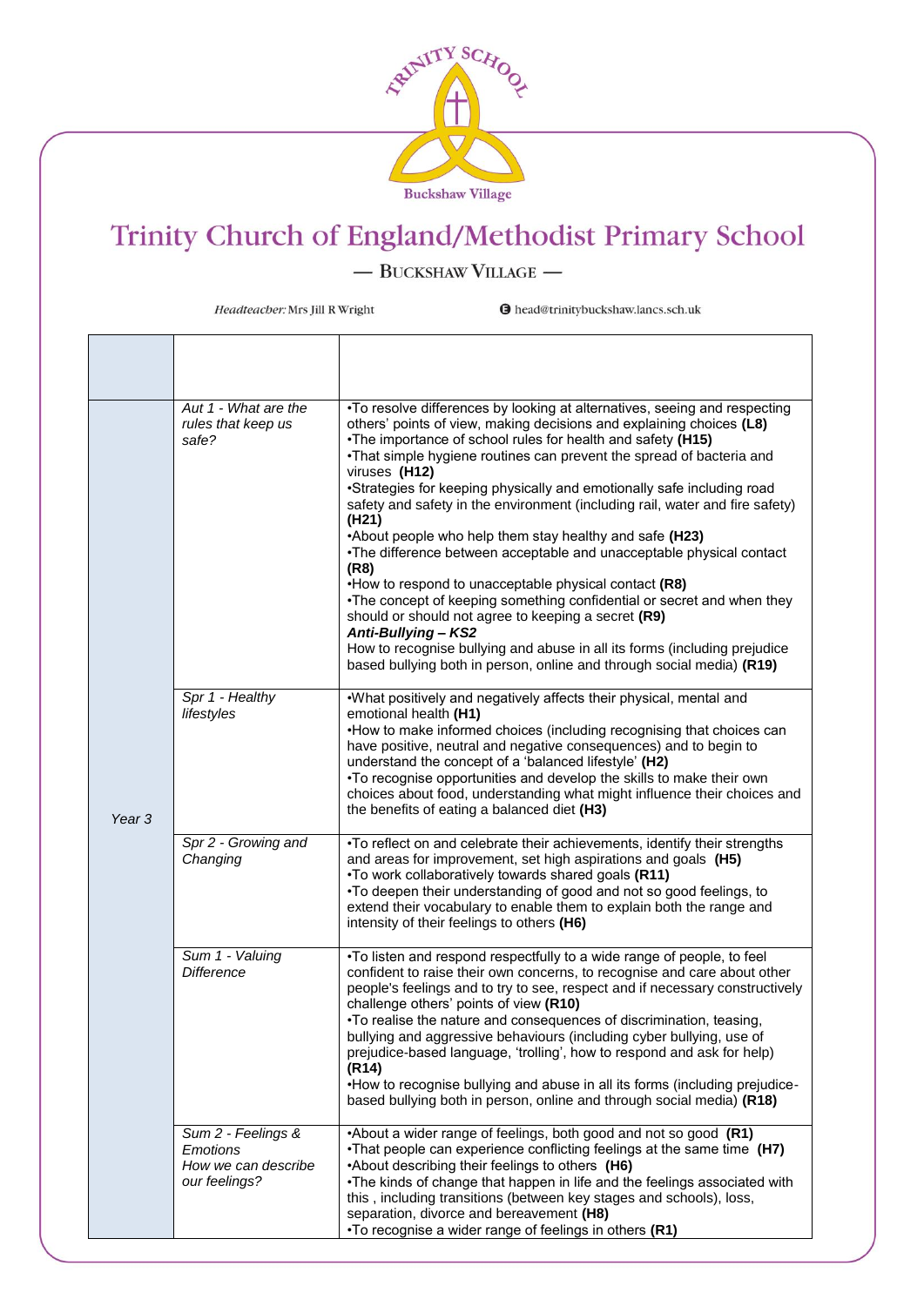# Trinity Church of England/Methodist Primary School

— Buckshaw Village —

*Headteacher:* Mrs Jill R Wright

head@trinitybuckshaw.lancs.sch.uk

| | | |
|---|---|---|
| Year 3 | *Aut 1 - What are the rules that keep us safe?* | •To resolve differences by looking at alternatives, seeing and respecting others' points of view, making decisions and explaining choices **(L8)**<br>•The importance of school rules for health and safety **(H15)**<br>•That simple hygiene routines can prevent the spread of bacteria and viruses **(H12)**<br>•Strategies for keeping physically and emotionally safe including road safety and safety in the environment (including rail, water and fire safety) **(H21)**<br>•About people who help them stay healthy and safe **(H23)**<br>•The difference between acceptable and unacceptable physical contact **(R8)**<br>•How to respond to unacceptable physical contact **(R8)**<br>•The concept of keeping something confidential or secret and when they should or should not agree to keeping a secret **(R9)**<br>***Anti-Bullying – KS2***<br>How to recognise bullying and abuse in all its forms (including prejudice based bullying both in person, online and through social media) **(R19)** |
| | *Spr 1 - Healthy lifestyles* | •What positively and negatively affects their physical, mental and emotional health **(H1)**<br>•How to make informed choices (including recognising that choices can have positive, neutral and negative consequences) and to begin to understand the concept of a 'balanced lifestyle' **(H2)**<br>•To recognise opportunities and develop the skills to make their own choices about food, understanding what might influence their choices and the benefits of eating a balanced diet **(H3)** |
| | *Spr 2 - Growing and Changing* | •To reflect on and celebrate their achievements, identify their strengths and areas for improvement, set high aspirations and goals **(H5)**<br>•To work collaboratively towards shared goals **(R11)**<br>•To deepen their understanding of good and not so good feelings, to extend their vocabulary to enable them to explain both the range and intensity of their feelings to others **(H6)** |
| | *Sum 1 - Valuing Difference* | •To listen and respond respectfully to a wide range of people, to feel confident to raise their own concerns, to recognise and care about other people's feelings and to try to see, respect and if necessary constructively challenge others' points of view **(R10)**<br>•To realise the nature and consequences of discrimination, teasing, bullying and aggressive behaviours (including cyber bullying, use of prejudice-based language, 'trolling', how to respond and ask for help) **(R14)**<br>•How to recognise bullying and abuse in all its forms (including prejudice-based bullying both in person, online and through social media) **(R18)** |
| | *Sum 2 - Feelings & Emotions How we can describe our feelings?* | •About a wider range of feelings, both good and not so good **(R1)**<br>•That people can experience conflicting feelings at the same time **(H7)**<br>•About describing their feelings to others **(H6)**<br>•The kinds of change that happen in life and the feelings associated with this , including transitions (between key stages and schools), loss, separation, divorce and bereavement **(H8)**<br>•To recognise a wider range of feelings in others **(R1)** |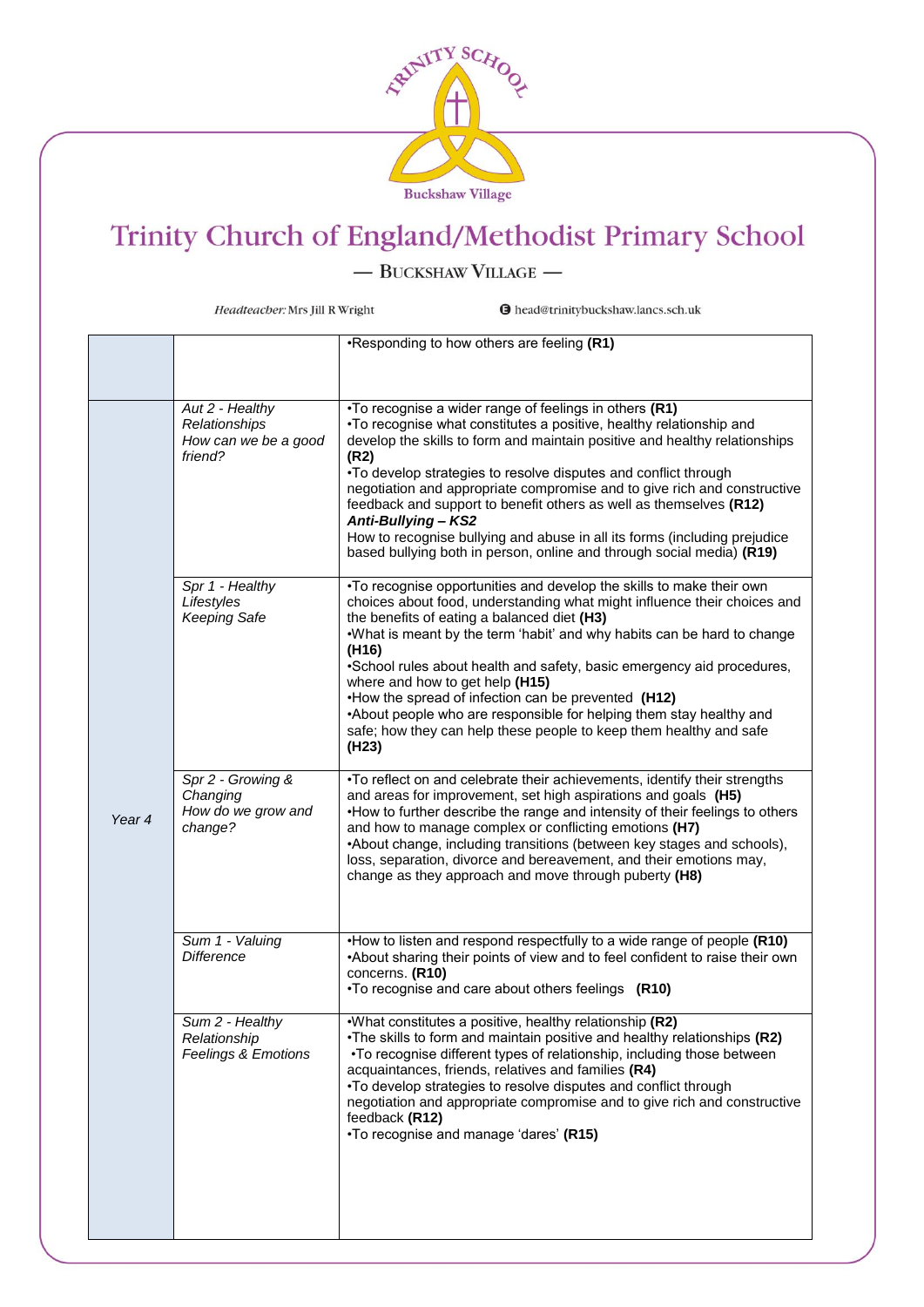# Trinity Church of England/Methodist Primary School

— BUCKSHAW VILLAGE —

*Headteacher:* Mrs Jill R Wright    head@trinitybuckshaw.lancs.sch.uk

| | | |
|---|---|---|
| | | •Responding to how others are feeling **(R1)** |
| *Year 4* | *Aut 2 - Healthy Relationships*<br>*How can we be a good friend?* | •To recognise a wider range of feelings in others **(R1)**<br>•To recognise what constitutes a positive, healthy relationship and develop the skills to form and maintain positive and healthy relationships **(R2)**<br>•To develop strategies to resolve disputes and conflict through negotiation and appropriate compromise and to give rich and constructive feedback and support to benefit others as well as themselves **(R12)**<br>***Anti-Bullying – KS2***<br>How to recognise bullying and abuse in all its forms (including prejudice based bullying both in person, online and through social media) **(R19)** |
| | *Spr 1 - Healthy Lifestyles*<br>*Keeping Safe* | •To recognise opportunities and develop the skills to make their own choices about food, understanding what might influence their choices and the benefits of eating a balanced diet **(H3)**<br>•What is meant by the term 'habit' and why habits can be hard to change **(H16)**<br>•School rules about health and safety, basic emergency aid procedures, where and how to get help **(H15)**<br>•How the spread of infection can be prevented **(H12)**<br>•About people who are responsible for helping them stay healthy and safe; how they can help these people to keep them healthy and safe **(H23)** |
| | *Spr 2 - Growing & Changing*<br>*How do we grow and change?* | •To reflect on and celebrate their achievements, identify their strengths and areas for improvement, set high aspirations and goals **(H5)**<br>•How to further describe the range and intensity of their feelings to others and how to manage complex or conflicting emotions **(H7)**<br>•About change, including transitions (between key stages and schools), loss, separation, divorce and bereavement, and their emotions may, change as they approach and move through puberty **(H8)** |
| | *Sum 1 - Valuing Difference* | •How to listen and respond respectfully to a wide range of people **(R10)**<br>•About sharing their points of view and to feel confident to raise their own concerns. **(R10)**<br>•To recognise and care about others feelings **(R10)** |
| | *Sum 2 - Healthy Relationship*<br>*Feelings & Emotions* | •What constitutes a positive, healthy relationship **(R2)**<br>•The skills to form and maintain positive and healthy relationships **(R2)**<br>•To recognise different types of relationship, including those between acquaintances, friends, relatives and families **(R4)**<br>•To develop strategies to resolve disputes and conflict through negotiation and appropriate compromise and to give rich and constructive feedback **(R12)**<br>•To recognise and manage 'dares' **(R15)** |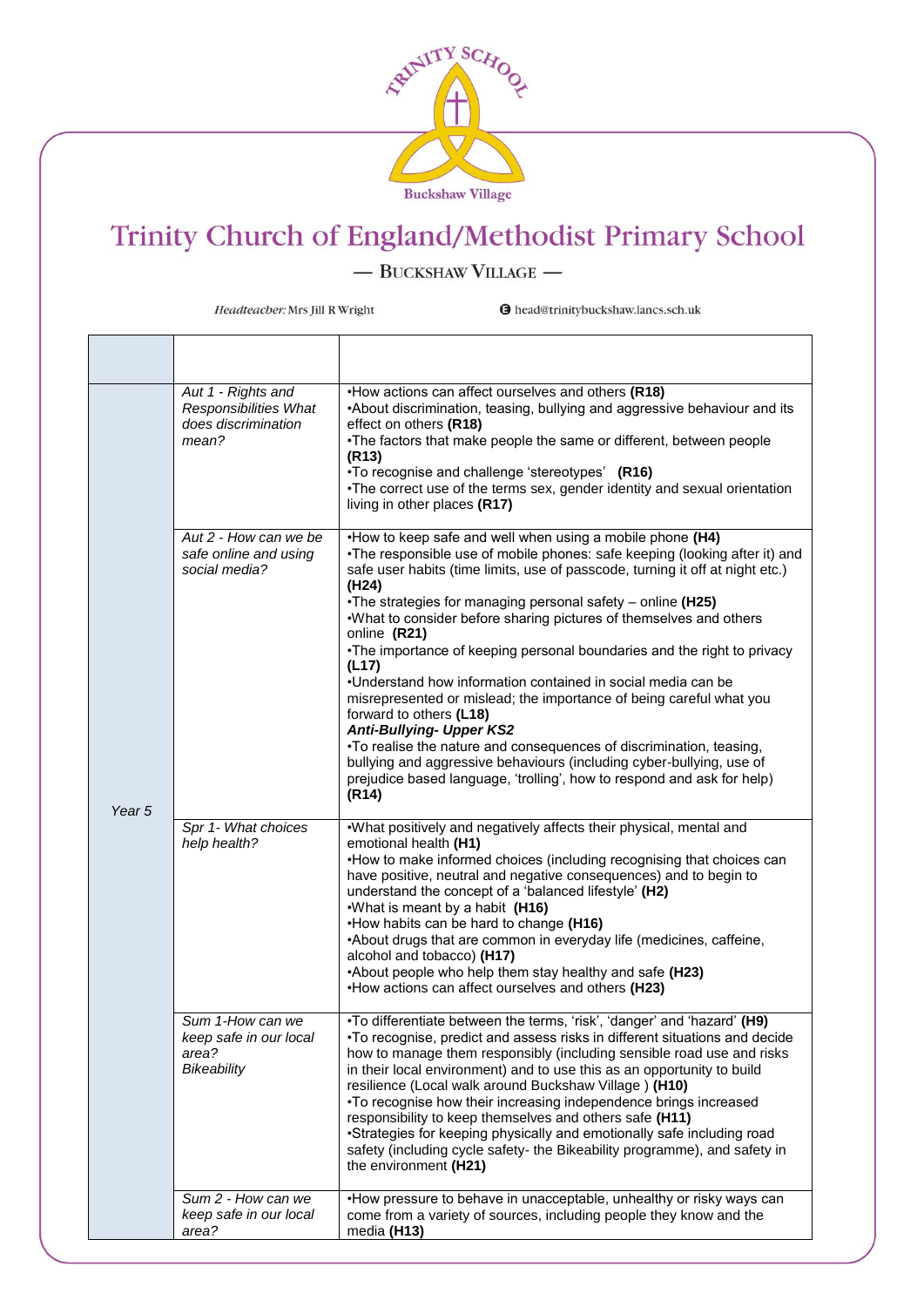Trinity Church of England/Methodist Primary School

— BUCKSHAW VILLAGE —

*Headteacher:* Mrs Jill R Wright

head@trinitybuckshaw.lancs.sch.uk

| | | |
|---|---|---|
| Year 5 | *Aut 1 - Rights and Responsibilities What does discrimination mean?* | •How actions can affect ourselves and others **(R18)**<br>•About discrimination, teasing, bullying and aggressive behaviour and its effect on others **(R18)**<br>•The factors that make people the same or different, between people **(R13)**<br>•To recognise and challenge 'stereotypes' **(R16)**<br>•The correct use of the terms sex, gender identity and sexual orientation living in other places **(R17)** |
| | *Aut 2 - How can we be safe online and using social media?* | •How to keep safe and well when using a mobile phone **(H4)**<br>•The responsible use of mobile phones: safe keeping (looking after it) and safe user habits (time limits, use of passcode, turning it off at night etc.) **(H24)**<br>•The strategies for managing personal safety – online **(H25)**<br>•What to consider before sharing pictures of themselves and others online **(R21)**<br>•The importance of keeping personal boundaries and the right to privacy **(L17)**<br>•Understand how information contained in social media can be misrepresented or mislead; the importance of being careful what you forward to others **(L18)**<br>***Anti-Bullying- Upper KS2***<br>•To realise the nature and consequences of discrimination, teasing, bullying and aggressive behaviours (including cyber-bullying, use of prejudice based language, 'trolling', how to respond and ask for help) **(R14)** |
| | *Spr 1- What choices help health?* | •What positively and negatively affects their physical, mental and emotional health **(H1)**<br>•How to make informed choices (including recognising that choices can have positive, neutral and negative consequences) and to begin to understand the concept of a 'balanced lifestyle' **(H2)**<br>•What is meant by a habit **(H16)**<br>•How habits can be hard to change **(H16)**<br>•About drugs that are common in everyday life (medicines, caffeine, alcohol and tobacco) **(H17)**<br>•About people who help them stay healthy and safe **(H23)**<br>•How actions can affect ourselves and others **(H23)** |
| | *Sum 1-How can we keep safe in our local area?*<br>*Bikeability* | •To differentiate between the terms, 'risk', 'danger' and 'hazard' **(H9)**<br>•To recognise, predict and assess risks in different situations and decide how to manage them responsibly (including sensible road use and risks in their local environment) and to use this as an opportunity to build resilience (Local walk around Buckshaw Village ) **(H10)**<br>•To recognise how their increasing independence brings increased responsibility to keep themselves and others safe **(H11)**<br>•Strategies for keeping physically and emotionally safe including road safety (including cycle safety- the Bikeability programme), and safety in the environment **(H21)** |
| | *Sum 2 - How can we keep safe in our local area?* | •How pressure to behave in unacceptable, unhealthy or risky ways can come from a variety of sources, including people they know and the media **(H13)** |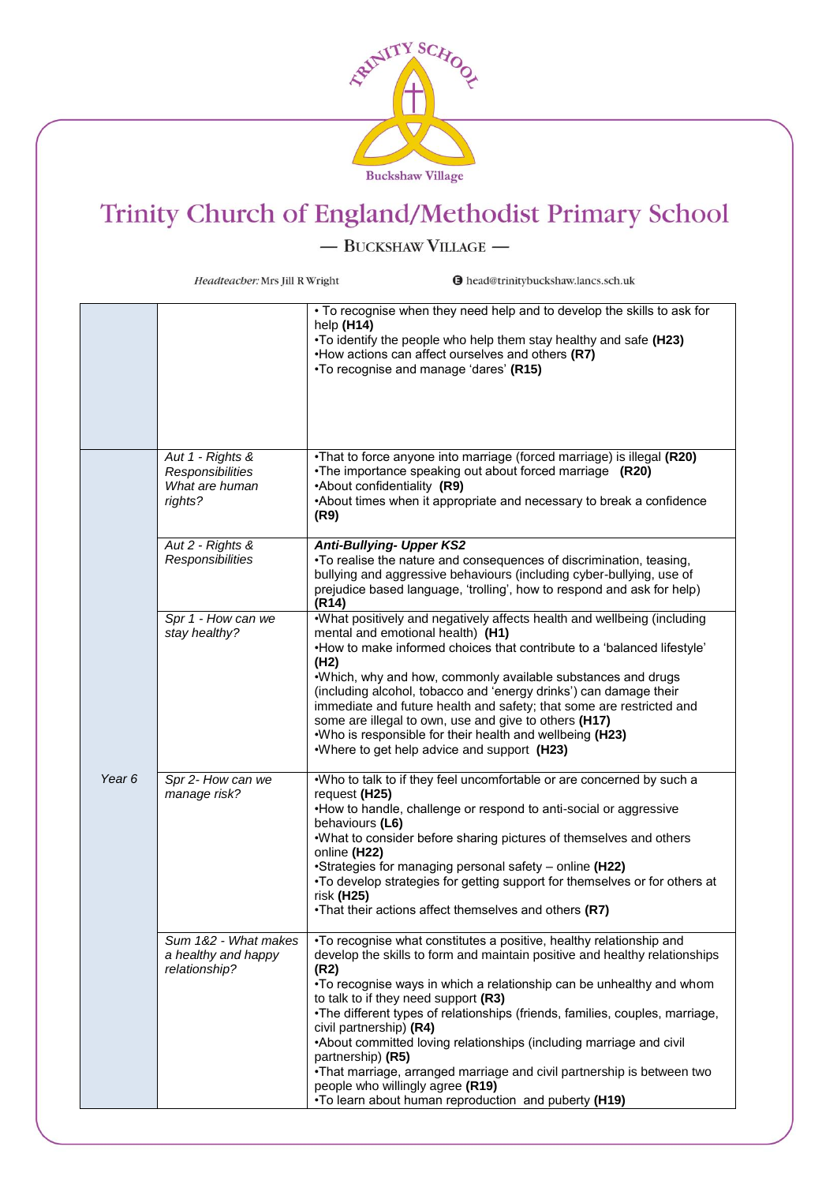# Trinity Church of England/Methodist Primary School

— BUCKSHAW VILLAGE —

*Headteacher:* Mrs Jill R Wright

head@trinitybuckshaw.lancs.sch.uk

| | | |
|---|---|---|
| | | • To recognise when they need help and to develop the skills to ask for help **(H14)**<br>•To identify the people who help them stay healthy and safe **(H23)**<br>•How actions can affect ourselves and others **(R7)**<br>•To recognise and manage 'dares' **(R15)** |
| *Year 6* | *Aut 1 - Rights & Responsibilities What are human rights?* | •That to force anyone into marriage (forced marriage) is illegal **(R20)**<br>•The importance speaking out about forced marriage **(R20)**<br>•About confidentiality **(R9)**<br>•About times when it appropriate and necessary to break a confidence **(R9)** |
| | *Aut 2 - Rights & Responsibilities* | ***Anti-Bullying- Upper KS2***<br>•To realise the nature and consequences of discrimination, teasing, bullying and aggressive behaviours (including cyber-bullying, use of prejudice based language, 'trolling', how to respond and ask for help) **(R14)** |
| | *Spr 1 - How can we stay healthy?* | •What positively and negatively affects health and wellbeing (including mental and emotional health) **(H1)**<br>•How to make informed choices that contribute to a 'balanced lifestyle' **(H2)**<br>•Which, why and how, commonly available substances and drugs (including alcohol, tobacco and 'energy drinks') can damage their immediate and future health and safety; that some are restricted and some are illegal to own, use and give to others **(H17)**<br>•Who is responsible for their health and wellbeing **(H23)**<br>•Where to get help advice and support **(H23)** |
| | *Spr 2- How can we manage risk?* | •Who to talk to if they feel uncomfortable or are concerned by such a request **(H25)**<br>•How to handle, challenge or respond to anti-social or aggressive behaviours **(L6)**<br>•What to consider before sharing pictures of themselves and others online **(H22)**<br>•Strategies for managing personal safety – online **(H22)**<br>•To develop strategies for getting support for themselves or for others at risk **(H25)**<br>•That their actions affect themselves and others **(R7)** |
| | *Sum 1&2 - What makes a healthy and happy relationship?* | •To recognise what constitutes a positive, healthy relationship and develop the skills to form and maintain positive and healthy relationships **(R2)**<br>•To recognise ways in which a relationship can be unhealthy and whom to talk to if they need support **(R3)**<br>•The different types of relationships (friends, families, couples, marriage, civil partnership) **(R4)**<br>•About committed loving relationships (including marriage and civil partnership) **(R5)**<br>•That marriage, arranged marriage and civil partnership is between two people who willingly agree **(R19)**<br>•To learn about human reproduction and puberty **(H19)** |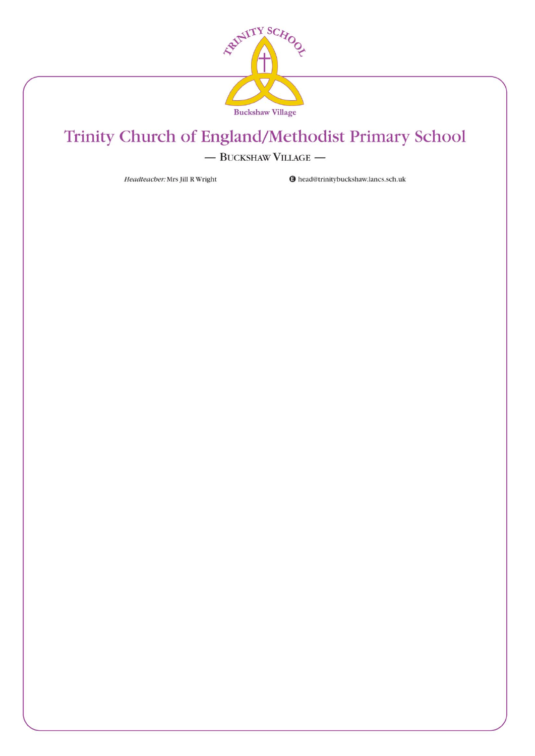TRINITY SCHOOL

Buckshaw Village

# Trinity Church of England/Methodist Primary School

— BUCKSHAW VILLAGE —

*Headteacher:* Mrs Jill R Wright

E head@trinitybuckshaw.lancs.sch.uk